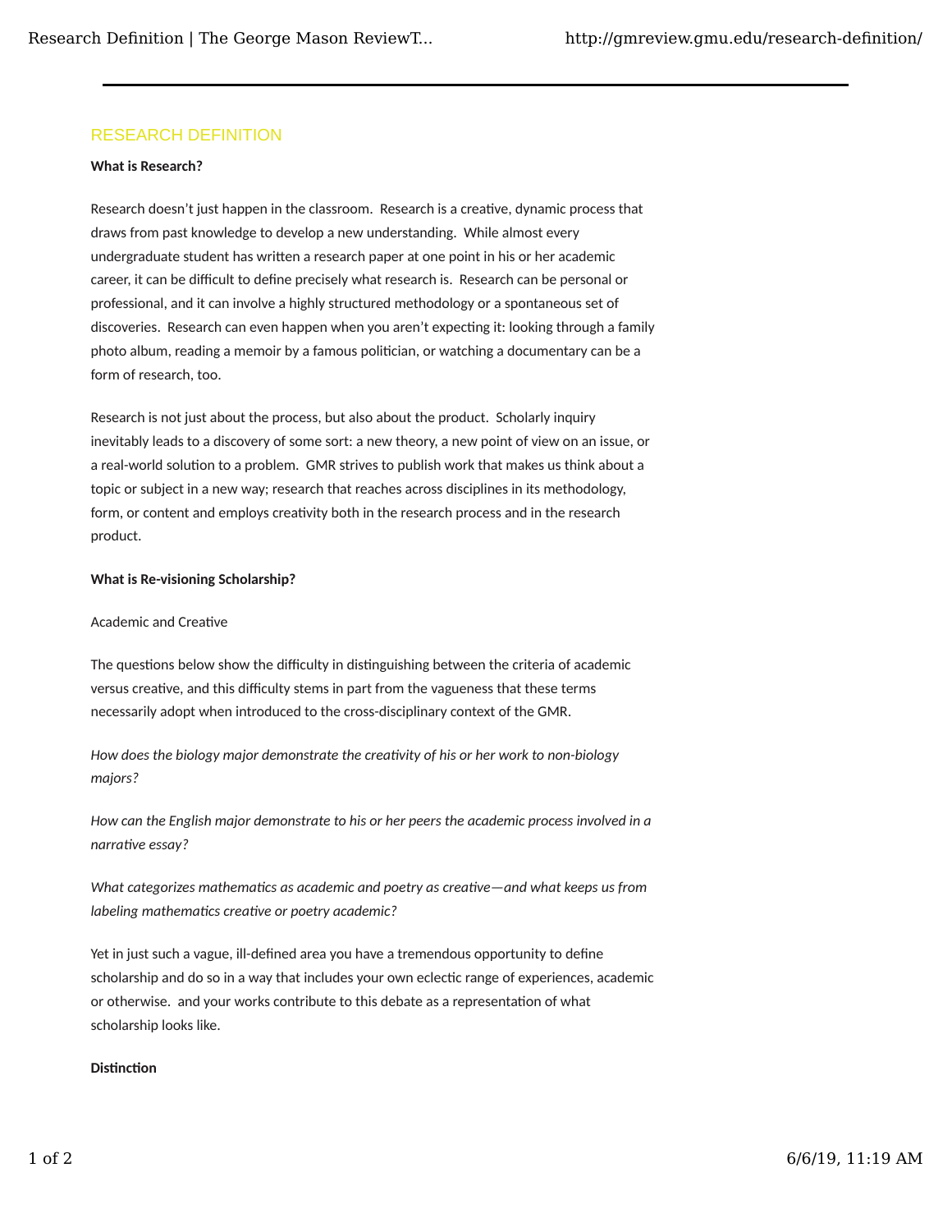# RESEARCH DEFINITION

**What is Research?**

Research doesn't just happen in the classroom.  Research is a creative, dynamic process that draws from past knowledge to develop a new understanding.  While almost every undergraduate student has written a research paper at one point in his or her academic career, it can be difficult to define precisely what research is.  Research can be personal or professional, and it can involve a highly structured methodology or a spontaneous set of discoveries.  Research can even happen when you aren't expecting it: looking through a family photo album, reading a memoir by a famous politician, or watching a documentary can be a form of research, too.

Research is not just about the process, but also about the product.  Scholarly inquiry inevitably leads to a discovery of some sort: a new theory, a new point of view on an issue, or a real-world solution to a problem.  GMR strives to publish work that makes us think about a topic or subject in a new way; research that reaches across disciplines in its methodology, form, or content and employs creativity both in the research process and in the research product.

**What is Re-visioning Scholarship?**

Academic and Creative

The questions below show the difficulty in distinguishing between the criteria of academic versus creative, and this difficulty stems in part from the vagueness that these terms necessarily adopt when introduced to the cross-disciplinary context of the GMR.

*How does the biology major demonstrate the creativity of his or her work to non-biology majors?*

*How can the English major demonstrate to his or her peers the academic process involved in a narrative essay?*

*What categorizes mathematics as academic and poetry as creative—and what keeps us from labeling mathematics creative or poetry academic?*

Yet in just such a vague, ill-defined area you have a tremendous opportunity to define scholarship and do so in a way that includes your own eclectic range of experiences, academic or otherwise.  and your works contribute to this debate as a representation of what scholarship looks like.

**Distinction**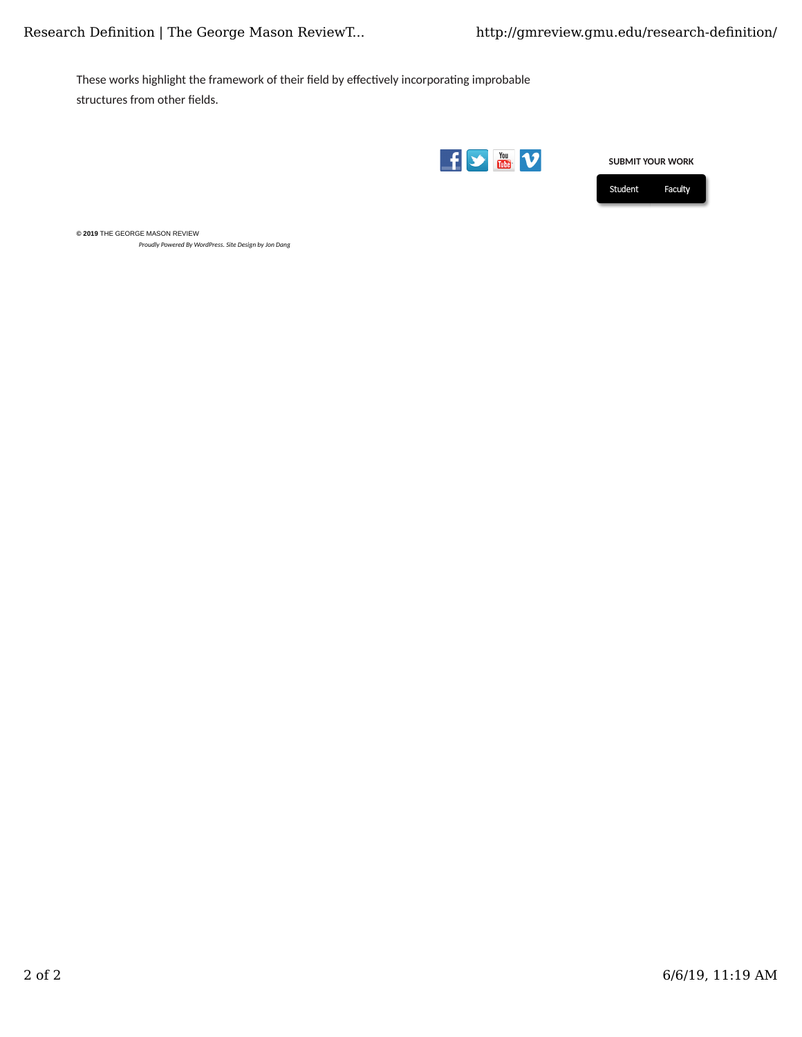These works highlight the framework of their field by effectively incorporating improbable structures from other fields.

SUBMIT YOUR WORK

Student Faculty

© **2019** THE GEORGE MASON REVIEW

*Proudly Powered By WordPress. Site Design by Jon Dang*